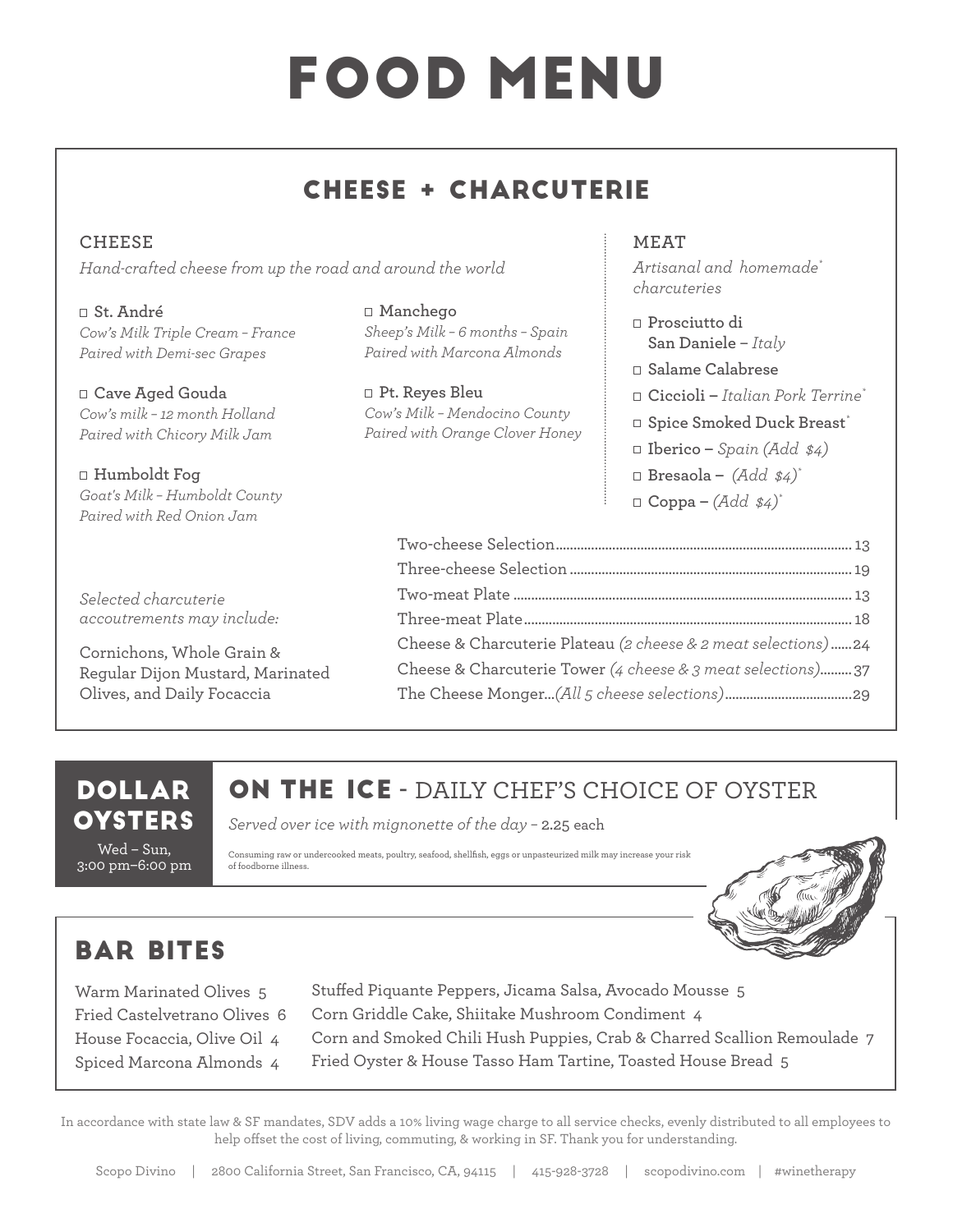# FOOD MENU

## CHEESE + CHARCUTERIE

### CHEESE

*Hand-crafted cheese from up the road and around the world*

- ☐ **St. André**
  *Cow's Milk Triple Cream – France*
  *Paired with Demi-sec Grapes*
- ☐ **Cave Aged Gouda**
  *Cow's milk – 12 month Holland*
  *Paired with Chicory Milk Jam*
- ☐ **Humboldt Fog**
  *Goat's Milk – Humboldt County*
  *Paired with Red Onion Jam*
- ☐ **Manchego**
  *Sheep's Milk – 6 months – Spain*
  *Paired with Marcona Almonds*
- ☐ **Pt. Reyes Bleu**
  *Cow's Milk – Mendocino County*
  *Paired with Orange Clover Honey*

### MEAT

*Artisanal and homemade* charcuteries*

- ☐ **Prosciutto di San Daniele –** *Italy*
- ☐ **Salame Calabrese**
- ☐ **Ciccioli –** *Italian Pork Terrine**
- ☐ **Spice Smoked Duck Breast***
- ☐ **Iberico –** *Spain (Add $4)*
- ☐ **Bresaola –** *(Add $4)**
- ☐ **Coppa –** *(Add $4)**

*Selected charcuterie accoutrements may include:*

Cornichons, Whole Grain & Regular Dijon Mustard, Marinated Olives, and Daily Focaccia

| | |
|---|---|
| Two-cheese Selection | 13 |
| Three-cheese Selection | 19 |
| Two-meat Plate | 13 |
| Three-meat Plate | 18 |
| Cheese & Charcuterie Plateau *(2 cheese & 2 meat selections)* | 24 |
| Cheese & Charcuterie Tower *(4 cheese & 3 meat selections)* | 37 |
| The Cheese Monger...*(All 5 cheese selections)* | 29 |

## DOLLAR OYSTERS

Wed – Sun, 3:00 pm–6:00 pm

## ON THE ICE - DAILY CHEF'S CHOICE OF OYSTER

*Served over ice with mignonette of the day –* 2.25 each

Consuming raw or undercooked meats, poultry, seafood, shellfish, eggs or unpasteurized milk may increase your risk of foodborne illness.

## BAR BITES

- Warm Marinated Olives 5
- Fried Castelvetrano Olives 6
- House Focaccia, Olive Oil 4
- Spiced Marcona Almonds 4
- Stuffed Piquante Peppers, Jicama Salsa, Avocado Mousse 5
- Corn Griddle Cake, Shiitake Mushroom Condiment 4
- Corn and Smoked Chili Hush Puppies, Crab & Charred Scallion Remoulade 7
- Fried Oyster & House Tasso Ham Tartine, Toasted House Bread 5

In accordance with state law & SF mandates, SDV adds a 10% living wage charge to all service checks, evenly distributed to all employees to help offset the cost of living, commuting, & working in SF. Thank you for understanding.

Scopo Divino | 2800 California Street, San Francisco, CA, 94115 | 415-928-3728 | scopodivino.com | #winetherapy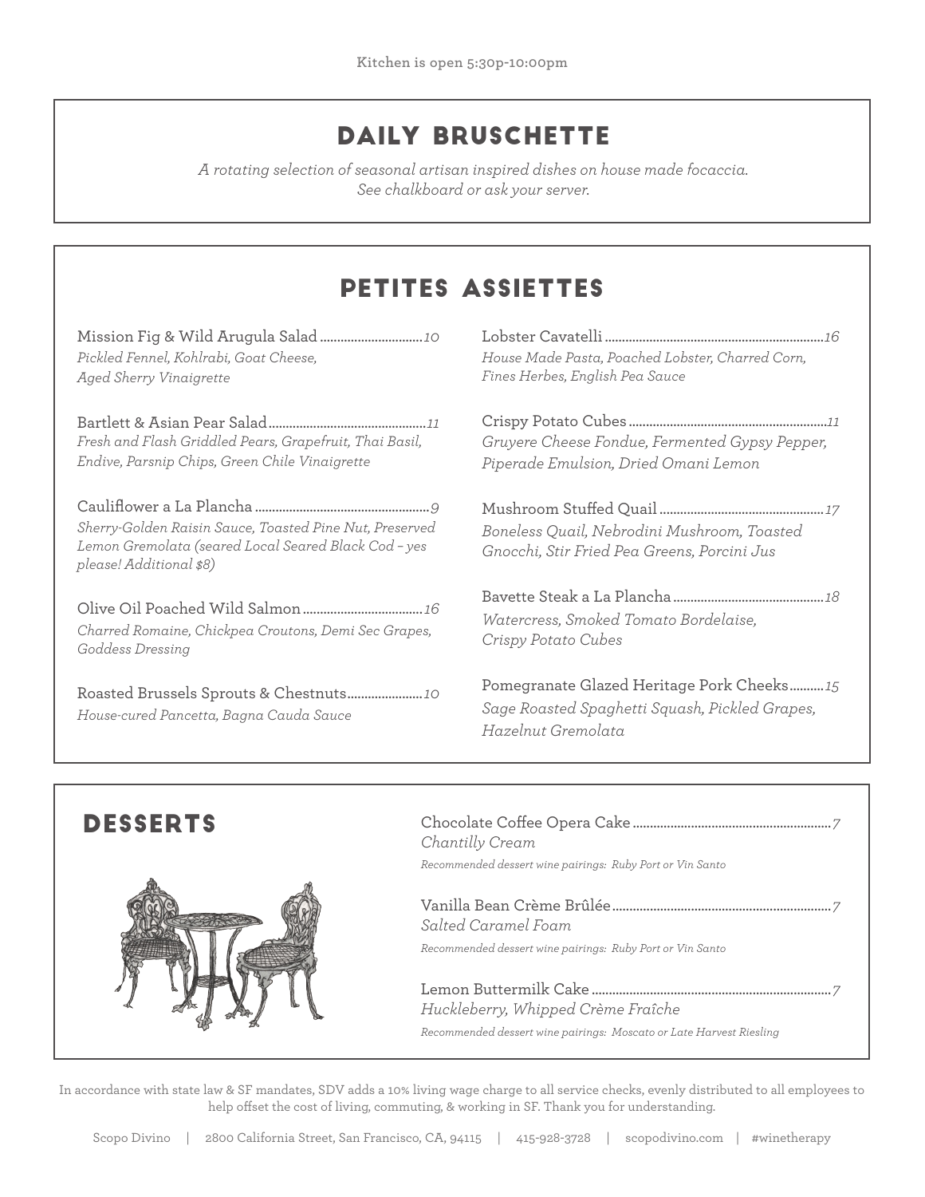Kitchen is open 5:30p-10:00pm

## DAILY BRUSCHETTE

*A rotating selection of seasonal artisan inspired dishes on house made focaccia.*
*See chalkboard or ask your server.*

## PETITES ASSIETTES

Mission Fig & Wild Arugula Salad ... *10*
*Pickled Fennel, Kohlrabi, Goat Cheese, Aged Sherry Vinaigrette*

Bartlett & Asian Pear Salad ... *11*
*Fresh and Flash Griddled Pears, Grapefruit, Thai Basil, Endive, Parsnip Chips, Green Chile Vinaigrette*

Cauliflower a La Plancha ... *9*
*Sherry-Golden Raisin Sauce, Toasted Pine Nut, Preserved Lemon Gremolata (seared Local Seared Black Cod – yes please! Additional $8)*

Olive Oil Poached Wild Salmon ... *16*
*Charred Romaine, Chickpea Croutons, Demi Sec Grapes, Goddess Dressing*

Roasted Brussels Sprouts & Chestnuts ... *10*
*House-cured Pancetta, Bagna Cauda Sauce*

Lobster Cavatelli ... *16*
*House Made Pasta, Poached Lobster, Charred Corn, Fines Herbes, English Pea Sauce*

Crispy Potato Cubes ... *11*
*Gruyere Cheese Fondue, Fermented Gypsy Pepper, Piperade Emulsion, Dried Omani Lemon*

Mushroom Stuffed Quail ... *17*
*Boneless Quail, Nebrodini Mushroom, Toasted Gnocchi, Stir Fried Pea Greens, Porcini Jus*

Bavette Steak a La Plancha ... *18*
*Watercress, Smoked Tomato Bordelaise, Crispy Potato Cubes*

Pomegranate Glazed Heritage Pork Cheeks ... *15*
*Sage Roasted Spaghetti Squash, Pickled Grapes, Hazelnut Gremolata*

## DESSERTS

Chocolate Coffee Opera Cake ... *7*
*Chantilly Cream*
*Recommended dessert wine pairings: Ruby Port or Vin Santo*

Vanilla Bean Crème Brûlée ... *7*
*Salted Caramel Foam*
*Recommended dessert wine pairings: Ruby Port or Vin Santo*

Lemon Buttermilk Cake ... *7*
*Huckleberry, Whipped Crème Fraîche*
*Recommended dessert wine pairings: Moscato or Late Harvest Riesling*

In accordance with state law & SF mandates, SDV adds a 10% living wage charge to all service checks, evenly distributed to all employees to help offset the cost of living, commuting, & working in SF. Thank you for understanding.

Scopo Divino | 2800 California Street, San Francisco, CA, 94115 | 415-928-3728 | scopodivino.com | #winetherapy